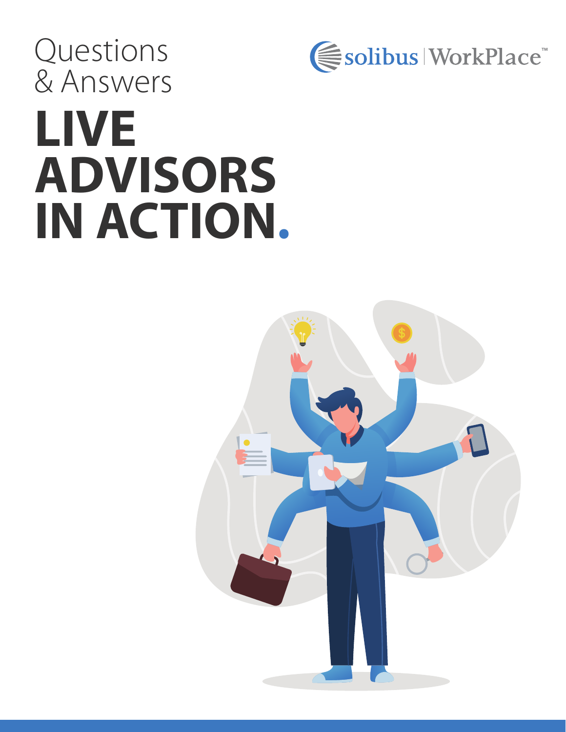Questions
& Answers

# LIVE ADVISORS IN ACTION.

solibus | WorkPlace™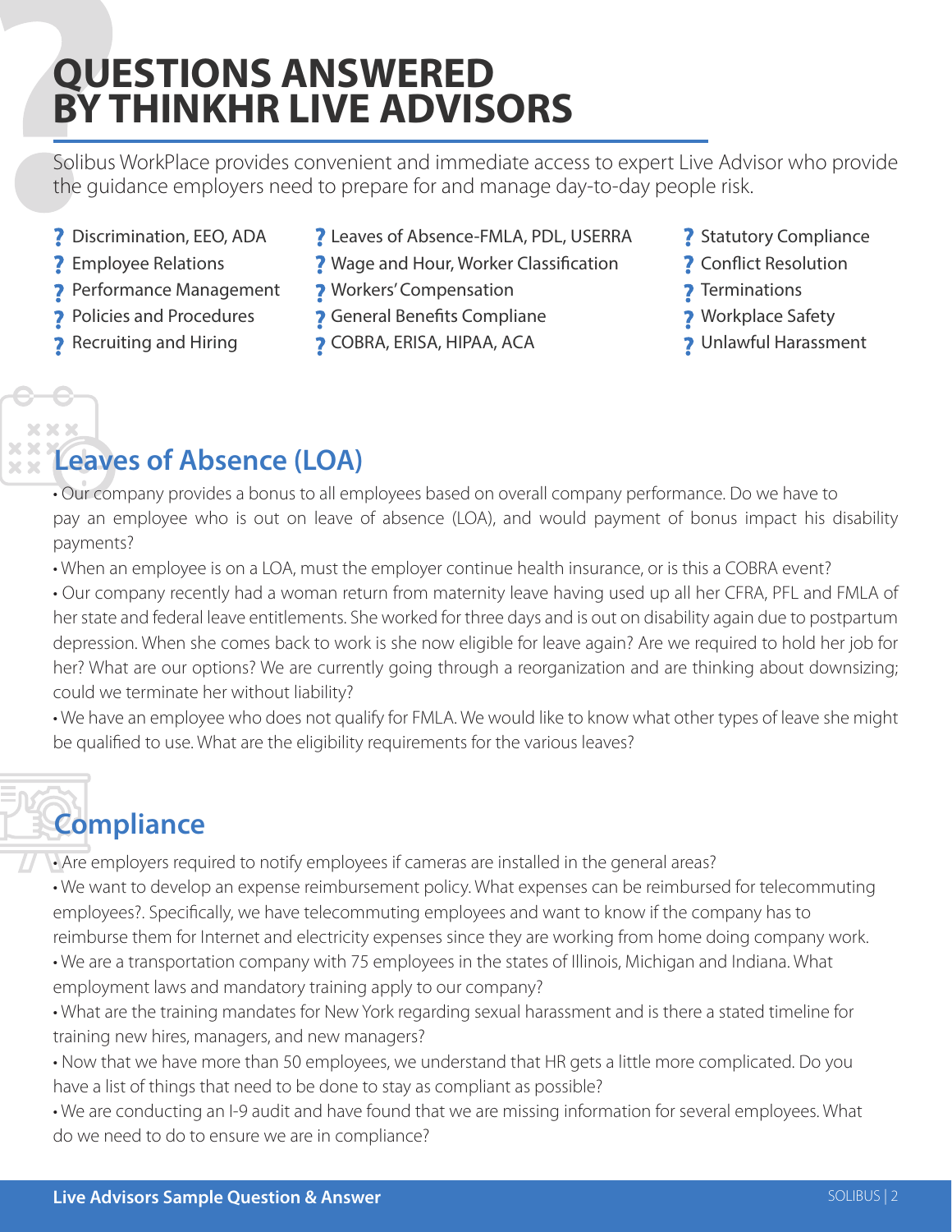# QUESTIONS ANSWERED BY THINKHR LIVE ADVISORS

Solibus WorkPlace provides convenient and immediate access to expert Live Advisor who provide the guidance employers need to prepare for and manage day-to-day people risk.

- Discrimination, EEO, ADA
- Employee Relations
- Performance Management
- Policies and Procedures
- Recruiting and Hiring
- Leaves of Absence-FMLA, PDL, USERRA
- Wage and Hour, Worker Classification
- Workers' Compensation
- General Benefits Compliane
- COBRA, ERISA, HIPAA, ACA
- Statutory Compliance
- Conflict Resolution
- Terminations
- Workplace Safety
- Unlawful Harassment

## Leaves of Absence (LOA)

- Our company provides a bonus to all employees based on overall company performance. Do we have to pay an employee who is out on leave of absence (LOA), and would payment of bonus impact his disability payments?
- When an employee is on a LOA, must the employer continue health insurance, or is this a COBRA event?
- Our company recently had a woman return from maternity leave having used up all her CFRA, PFL and FMLA of her state and federal leave entitlements. She worked for three days and is out on disability again due to postpartum depression. When she comes back to work is she now eligible for leave again? Are we required to hold her job for her? What are our options? We are currently going through a reorganization and are thinking about downsizing; could we terminate her without liability?
- We have an employee who does not qualify for FMLA. We would like to know what other types of leave she might be qualified to use. What are the eligibility requirements for the various leaves?

## Compliance

- Are employers required to notify employees if cameras are installed in the general areas?
- We want to develop an expense reimbursement policy. What expenses can be reimbursed for telecommuting employees?. Specifically, we have telecommuting employees and want to know if the company has to reimburse them for Internet and electricity expenses since they are working from home doing company work.
- We are a transportation company with 75 employees in the states of Illinois, Michigan and Indiana. What employment laws and mandatory training apply to our company?
- What are the training mandates for New York regarding sexual harassment and is there a stated timeline for training new hires, managers, and new managers?
- Now that we have more than 50 employees, we understand that HR gets a little more complicated. Do you have a list of things that need to be done to stay as compliant as possible?
- We are conducting an I-9 audit and have found that we are missing information for several employees. What do we need to do to ensure we are in compliance?

**Live Advisors Sample Question & Answer**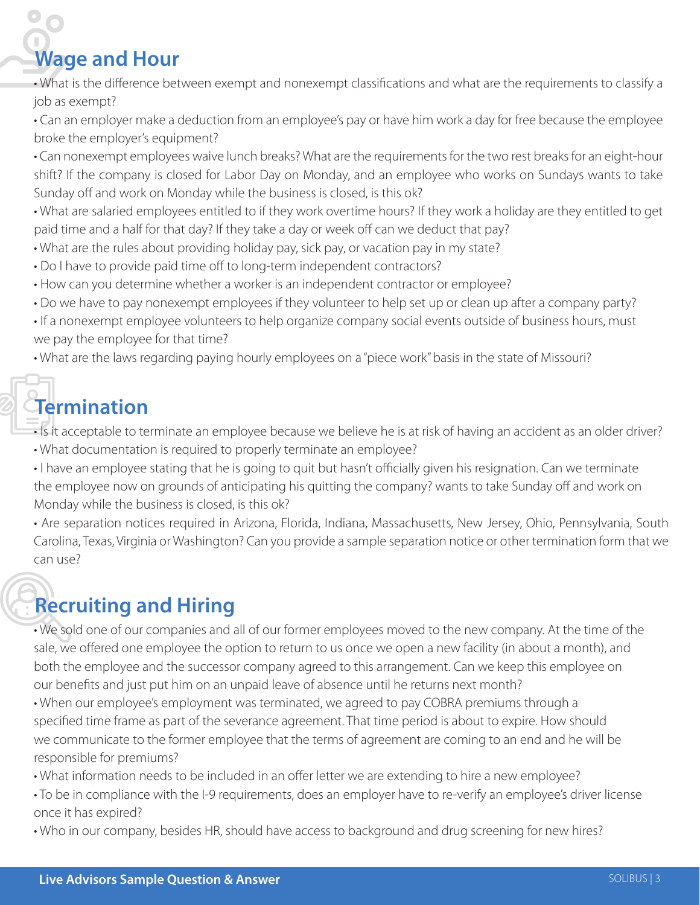## Wage and Hour

- What is the difference between exempt and nonexempt classifications and what are the requirements to classify a job as exempt?
- Can an employer make a deduction from an employee's pay or have him work a day for free because the employee broke the employer's equipment?
- Can nonexempt employees waive lunch breaks? What are the requirements for the two rest breaks for an eight-hour shift? If the company is closed for Labor Day on Monday, and an employee who works on Sundays wants to take Sunday off and work on Monday while the business is closed, is this ok?
- What are salaried employees entitled to if they work overtime hours? If they work a holiday are they entitled to get paid time and a half for that day? If they take a day or week off can we deduct that pay?
- What are the rules about providing holiday pay, sick pay, or vacation pay in my state?
- Do I have to provide paid time off to long-term independent contractors?
- How can you determine whether a worker is an independent contractor or employee?
- Do we have to pay nonexempt employees if they volunteer to help set up or clean up after a company party?
- If a nonexempt employee volunteers to help organize company social events outside of business hours, must we pay the employee for that time?
- What are the laws regarding paying hourly employees on a "piece work" basis in the state of Missouri?

## Termination

- Is it acceptable to terminate an employee because we believe he is at risk of having an accident as an older driver?
- What documentation is required to properly terminate an employee?
- I have an employee stating that he is going to quit but hasn't officially given his resignation. Can we terminate the employee now on grounds of anticipating his quitting the company? wants to take Sunday off and work on Monday while the business is closed, is this ok?
- Are separation notices required in Arizona, Florida, Indiana, Massachusetts, New Jersey, Ohio, Pennsylvania, South Carolina, Texas, Virginia or Washington? Can you provide a sample separation notice or other termination form that we can use?

## Recruiting and Hiring

- We sold one of our companies and all of our former employees moved to the new company. At the time of the sale, we offered one employee the option to return to us once we open a new facility (in about a month), and both the employee and the successor company agreed to this arrangement. Can we keep this employee on our benefits and just put him on an unpaid leave of absence until he returns next month?
- When our employee's employment was terminated, we agreed to pay COBRA premiums through a specified time frame as part of the severance agreement. That time period is about to expire. How should we communicate to the former employee that the terms of agreement are coming to an end and he will be responsible for premiums?
- What information needs to be included in an offer letter we are extending to hire a new employee?
- To be in compliance with the I-9 requirements, does an employer have to re-verify an employee's driver license once it has expired?
- Who in our company, besides HR, should have access to background and drug screening for new hires?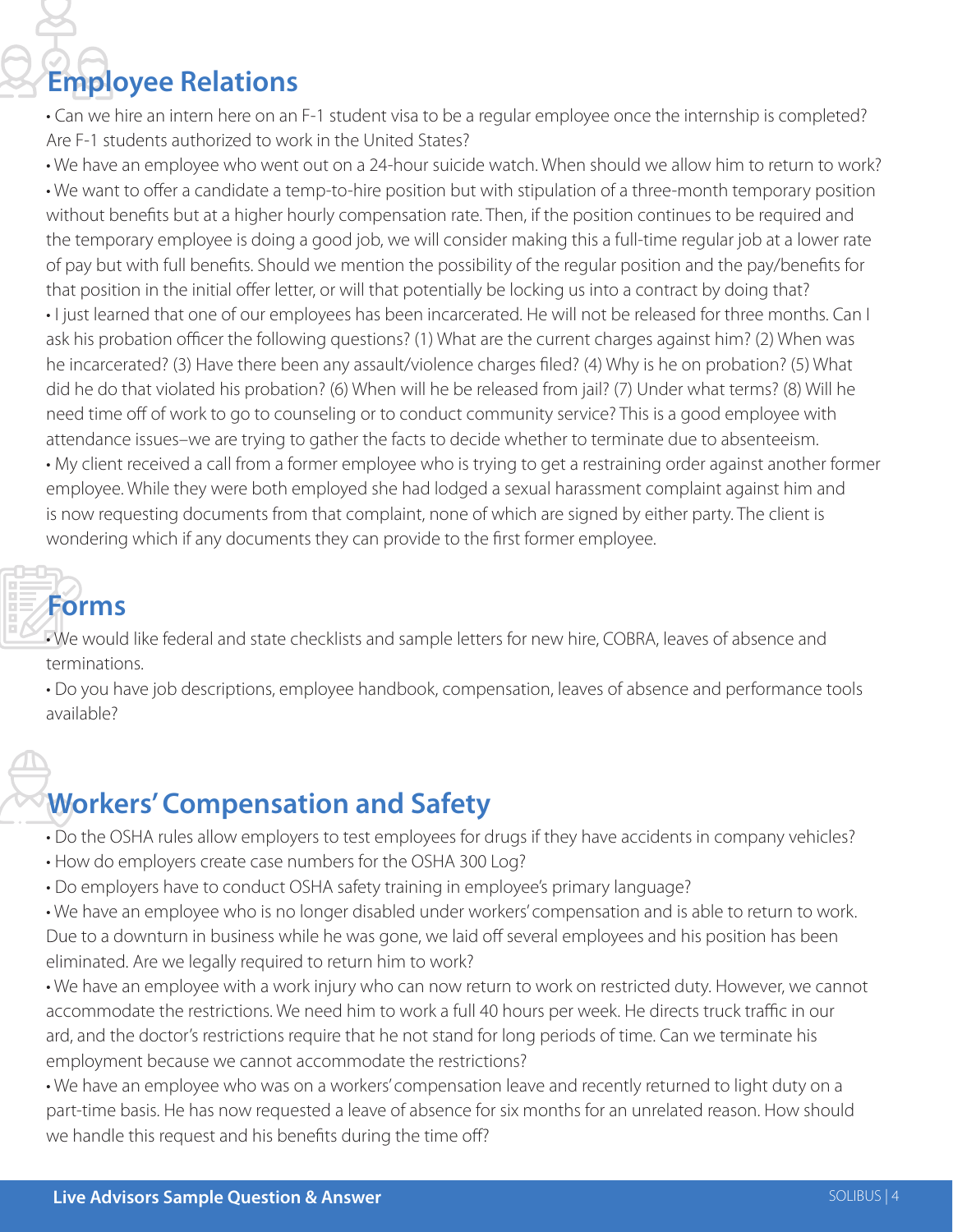## Employee Relations

- Can we hire an intern here on an F-1 student visa to be a regular employee once the internship is completed? Are F-1 students authorized to work in the United States?
- We have an employee who went out on a 24-hour suicide watch. When should we allow him to return to work?
- We want to offer a candidate a temp-to-hire position but with stipulation of a three-month temporary position without benefits but at a higher hourly compensation rate. Then, if the position continues to be required and the temporary employee is doing a good job, we will consider making this a full-time regular job at a lower rate of pay but with full benefits. Should we mention the possibility of the regular position and the pay/benefits for that position in the initial offer letter, or will that potentially be locking us into a contract by doing that?
- I just learned that one of our employees has been incarcerated. He will not be released for three months. Can I ask his probation officer the following questions? (1) What are the current charges against him? (2) When was he incarcerated? (3) Have there been any assault/violence charges filed? (4) Why is he on probation? (5) What did he do that violated his probation? (6) When will he be released from jail? (7) Under what terms? (8) Will he need time off of work to go to counseling or to conduct community service? This is a good employee with attendance issues–we are trying to gather the facts to decide whether to terminate due to absenteeism.
- My client received a call from a former employee who is trying to get a restraining order against another former employee. While they were both employed she had lodged a sexual harassment complaint against him and is now requesting documents from that complaint, none of which are signed by either party. The client is wondering which if any documents they can provide to the first former employee.

## Forms

- We would like federal and state checklists and sample letters for new hire, COBRA, leaves of absence and terminations.
- Do you have job descriptions, employee handbook, compensation, leaves of absence and performance tools available?

## Workers' Compensation and Safety

- Do the OSHA rules allow employers to test employees for drugs if they have accidents in company vehicles?
- How do employers create case numbers for the OSHA 300 Log?
- Do employers have to conduct OSHA safety training in employee's primary language?
- We have an employee who is no longer disabled under workers' compensation and is able to return to work. Due to a downturn in business while he was gone, we laid off several employees and his position has been eliminated. Are we legally required to return him to work?
- We have an employee with a work injury who can now return to work on restricted duty. However, we cannot accommodate the restrictions. We need him to work a full 40 hours per week. He directs truck traffic in our ard, and the doctor's restrictions require that he not stand for long periods of time. Can we terminate his employment because we cannot accommodate the restrictions?
- We have an employee who was on a workers' compensation leave and recently returned to light duty on a part-time basis. He has now requested a leave of absence for six months for an unrelated reason. How should we handle this request and his benefits during the time off?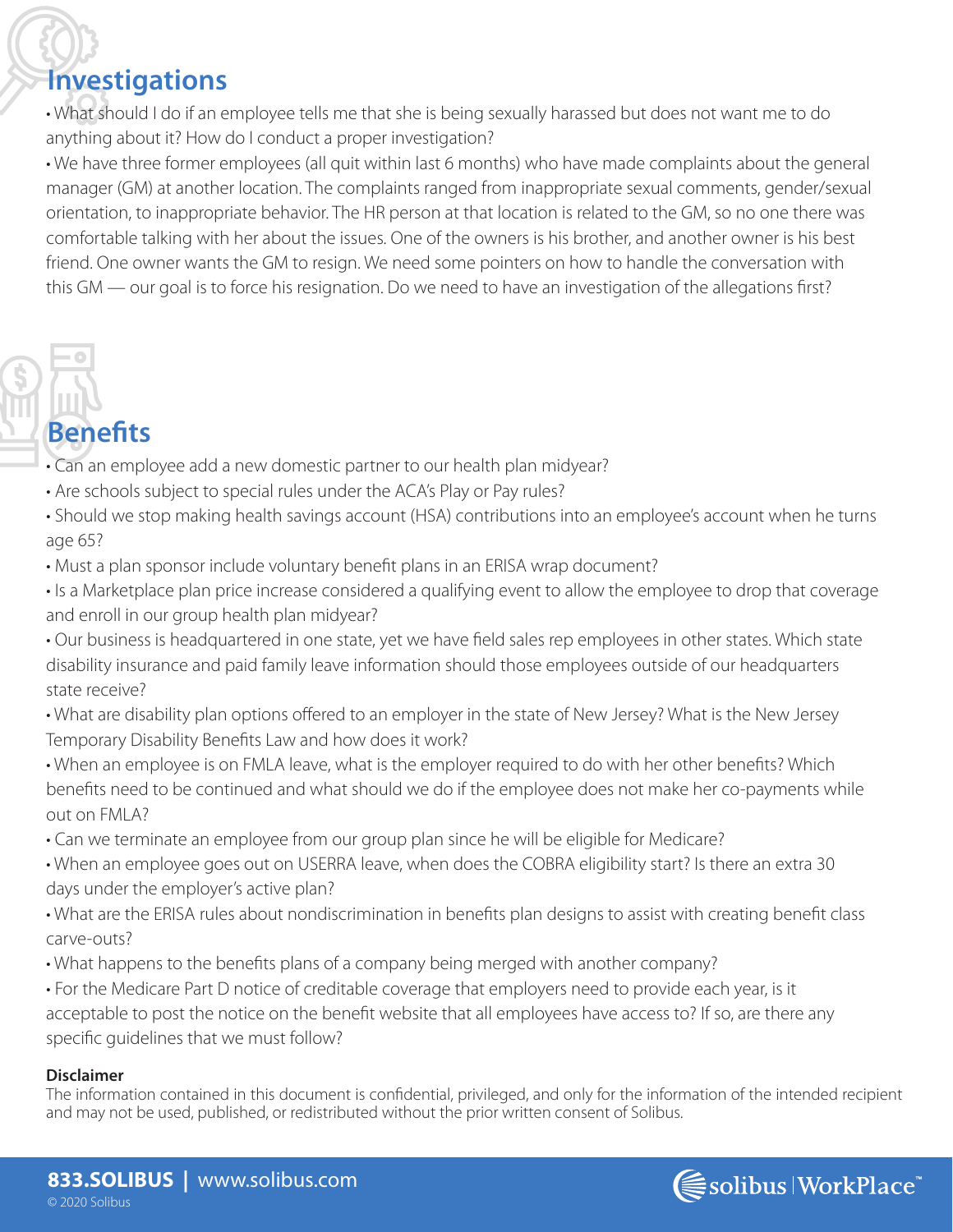## Investigations

- What should I do if an employee tells me that she is being sexually harassed but does not want me to do anything about it? How do I conduct a proper investigation?
- We have three former employees (all quit within last 6 months) who have made complaints about the general manager (GM) at another location. The complaints ranged from inappropriate sexual comments, gender/sexual orientation, to inappropriate behavior. The HR person at that location is related to the GM, so no one there was comfortable talking with her about the issues. One of the owners is his brother, and another owner is his best friend. One owner wants the GM to resign. We need some pointers on how to handle the conversation with this GM — our goal is to force his resignation. Do we need to have an investigation of the allegations first?

## Benefits

- Can an employee add a new domestic partner to our health plan midyear?
- Are schools subject to special rules under the ACA's Play or Pay rules?
- Should we stop making health savings account (HSA) contributions into an employee's account when he turns age 65?
- Must a plan sponsor include voluntary benefit plans in an ERISA wrap document?
- Is a Marketplace plan price increase considered a qualifying event to allow the employee to drop that coverage and enroll in our group health plan midyear?
- Our business is headquartered in one state, yet we have field sales rep employees in other states. Which state disability insurance and paid family leave information should those employees outside of our headquarters state receive?
- What are disability plan options offered to an employer in the state of New Jersey? What is the New Jersey Temporary Disability Benefits Law and how does it work?
- When an employee is on FMLA leave, what is the employer required to do with her other benefits? Which benefits need to be continued and what should we do if the employee does not make her co-payments while out on FMLA?
- Can we terminate an employee from our group plan since he will be eligible for Medicare?
- When an employee goes out on USERRA leave, when does the COBRA eligibility start? Is there an extra 30 days under the employer's active plan?
- What are the ERISA rules about nondiscrimination in benefits plan designs to assist with creating benefit class carve-outs?
- What happens to the benefits plans of a company being merged with another company?
- For the Medicare Part D notice of creditable coverage that employers need to provide each year, is it acceptable to post the notice on the benefit website that all employees have access to? If so, are there any specific guidelines that we must follow?

**Disclaimer**

The information contained in this document is confidential, privileged, and only for the information of the intended recipient and may not be used, published, or redistributed without the prior written consent of Solibus.

**833.SOLIBUS** | www.solibus.com

© 2020 Solibus

solibus | WorkPlace™